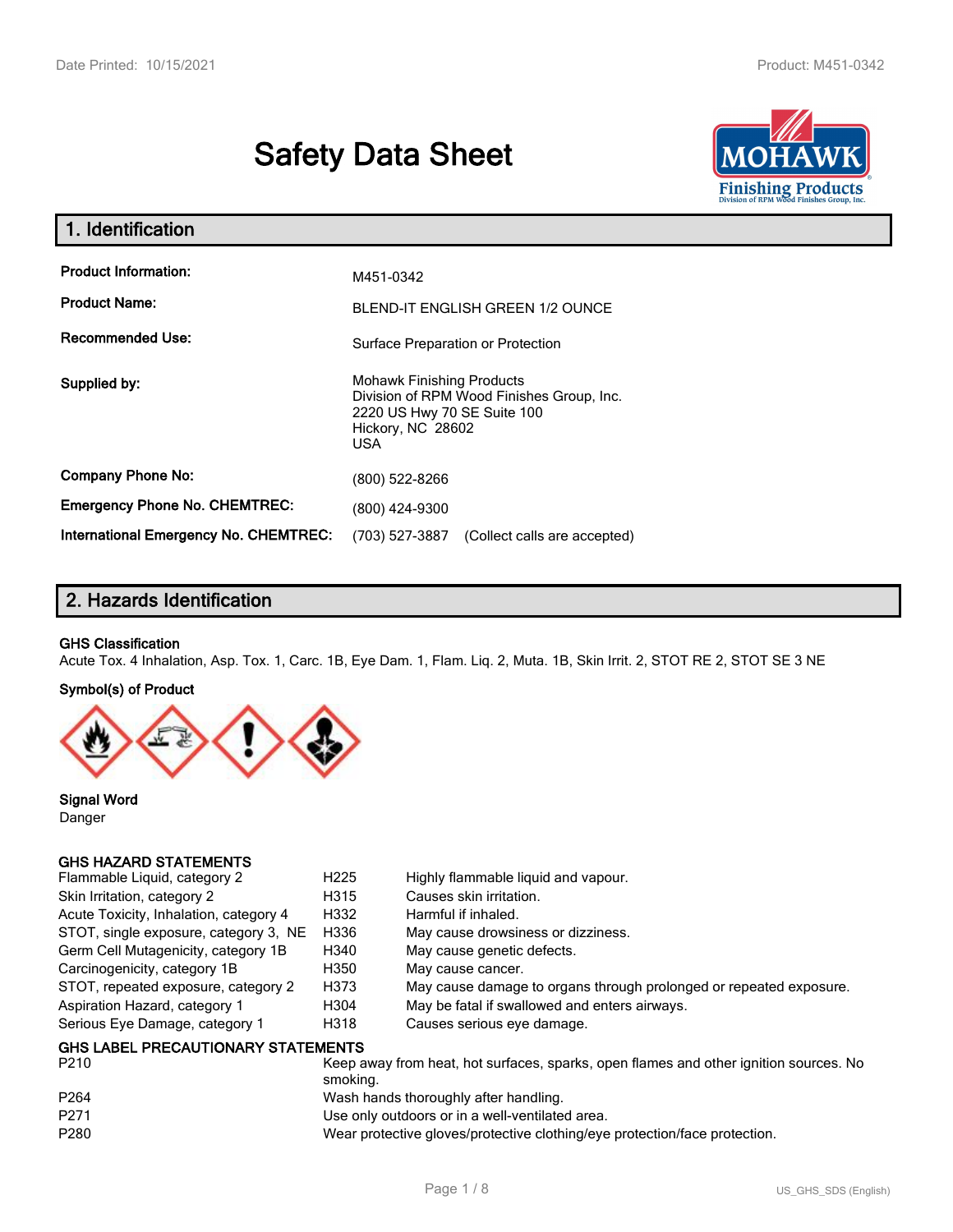# Safety Data Sheet

## 1. Identification

| | |
|---|---|
| **Product Information:** | M451-0342 |
| **Product Name:** | BLEND-IT ENGLISH GREEN 1/2 OUNCE |
| **Recommended Use:** | Surface Preparation or Protection |
| **Supplied by:** | Mohawk Finishing Products<br>Division of RPM Wood Finishes Group, Inc.<br>2220 US Hwy 70 SE Suite 100<br>Hickory, NC 28602<br>USA |
| **Company Phone No:** | (800) 522-8266 |
| **Emergency Phone No. CHEMTREC:** | (800) 424-9300 |
| **International Emergency No. CHEMTREC:** | (703) 527-3887 (Collect calls are accepted) |

## 2. Hazards Identification

**GHS Classification**

Acute Tox. 4 Inhalation, Asp. Tox. 1, Carc. 1B, Eye Dam. 1, Flam. Liq. 2, Muta. 1B, Skin Irrit. 2, STOT RE 2, STOT SE 3 NE

**Symbol(s) of Product**

**Signal Word**

Danger

**GHS HAZARD STATEMENTS**

| | | |
|---|---|---|
| Flammable Liquid, category 2 | H225 | Highly flammable liquid and vapour. |
| Skin Irritation, category 2 | H315 | Causes skin irritation. |
| Acute Toxicity, Inhalation, category 4 | H332 | Harmful if inhaled. |
| STOT, single exposure, category 3, NE | H336 | May cause drowsiness or dizziness. |
| Germ Cell Mutagenicity, category 1B | H340 | May cause genetic defects. |
| Carcinogenicity, category 1B | H350 | May cause cancer. |
| STOT, repeated exposure, category 2 | H373 | May cause damage to organs through prolonged or repeated exposure. |
| Aspiration Hazard, category 1 | H304 | May be fatal if swallowed and enters airways. |
| Serious Eye Damage, category 1 | H318 | Causes serious eye damage. |

**GHS LABEL PRECAUTIONARY STATEMENTS**

| | |
|---|---|
| P210 | Keep away from heat, hot surfaces, sparks, open flames and other ignition sources. No smoking. |
| P264 | Wash hands thoroughly after handling. |
| P271 | Use only outdoors or in a well-ventilated area. |
| P280 | Wear protective gloves/protective clothing/eye protection/face protection. |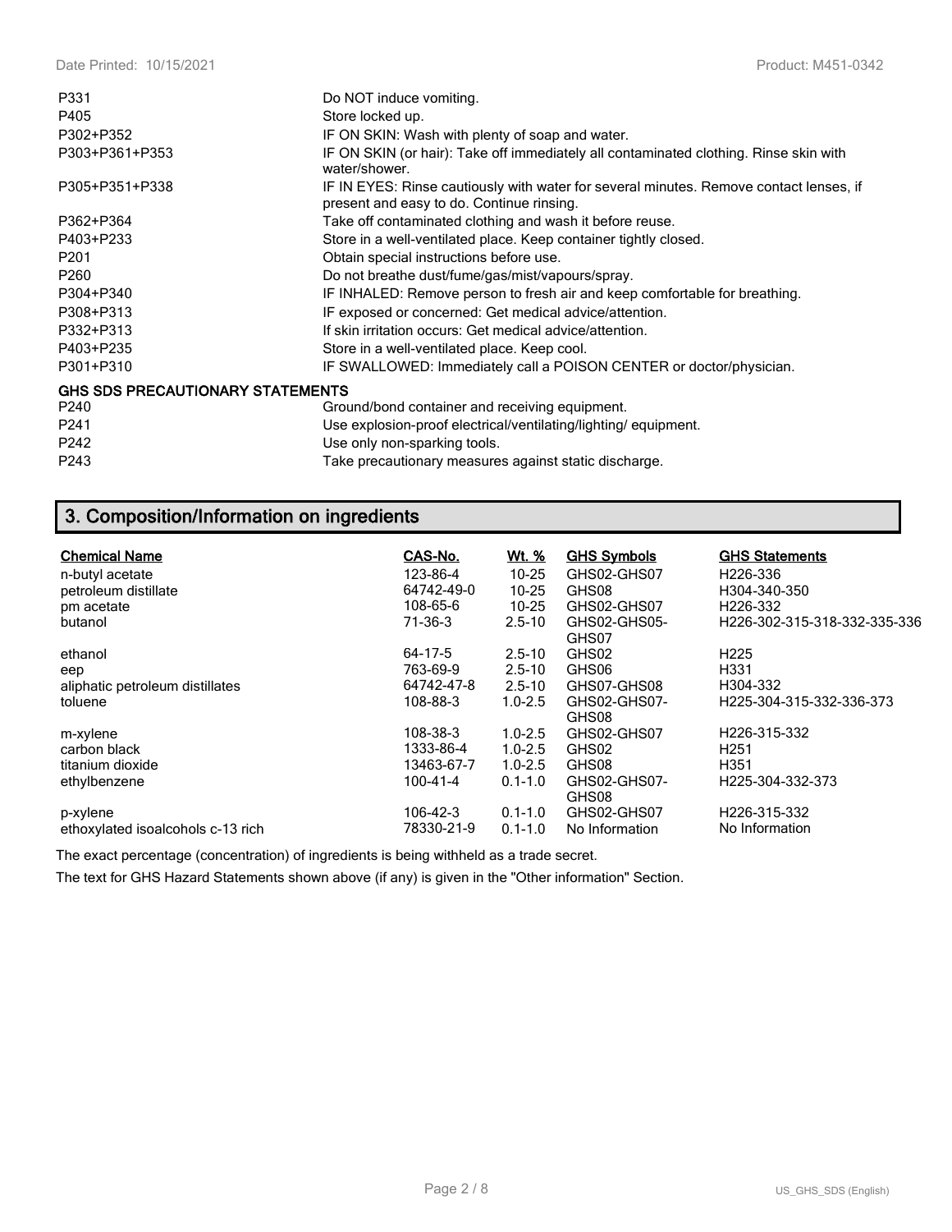| | |
|---|---|
| P331 | Do NOT induce vomiting. |
| P405 | Store locked up. |
| P302+P352 | IF ON SKIN: Wash with plenty of soap and water. |
| P303+P361+P353 | IF ON SKIN (or hair): Take off immediately all contaminated clothing. Rinse skin with water/shower. |
| P305+P351+P338 | IF IN EYES: Rinse cautiously with water for several minutes. Remove contact lenses, if present and easy to do. Continue rinsing. |
| P362+P364 | Take off contaminated clothing and wash it before reuse. |
| P403+P233 | Store in a well-ventilated place. Keep container tightly closed. |
| P201 | Obtain special instructions before use. |
| P260 | Do not breathe dust/fume/gas/mist/vapours/spray. |
| P304+P340 | IF INHALED: Remove person to fresh air and keep comfortable for breathing. |
| P308+P313 | IF exposed or concerned: Get medical advice/attention. |
| P332+P313 | If skin irritation occurs: Get medical advice/attention. |
| P403+P235 | Store in a well-ventilated place. Keep cool. |
| P301+P310 | IF SWALLOWED: Immediately call a POISON CENTER or doctor/physician. |

**GHS SDS PRECAUTIONARY STATEMENTS**

| | |
|---|---|
| P240 | Ground/bond container and receiving equipment. |
| P241 | Use explosion-proof electrical/ventilating/lighting/ equipment. |
| P242 | Use only non-sparking tools. |
| P243 | Take precautionary measures against static discharge. |

## 3. Composition/Information on ingredients

| Chemical Name | CAS-No. | Wt. % | GHS Symbols | GHS Statements |
|---|---|---|---|---|
| n-butyl acetate | 123-86-4 | 10-25 | GHS02-GHS07 | H226-336 |
| petroleum distillate | 64742-49-0 | 10-25 | GHS08 | H304-340-350 |
| pm acetate | 108-65-6 | 10-25 | GHS02-GHS07 | H226-332 |
| butanol | 71-36-3 | 2.5-10 | GHS02-GHS05-GHS07 | H226-302-315-318-332-335-336 |
| ethanol | 64-17-5 | 2.5-10 | GHS02 | H225 |
| eep | 763-69-9 | 2.5-10 | GHS06 | H331 |
| aliphatic petroleum distillates | 64742-47-8 | 2.5-10 | GHS07-GHS08 | H304-332 |
| toluene | 108-88-3 | 1.0-2.5 | GHS02-GHS07-GHS08 | H225-304-315-332-336-373 |
| m-xylene | 108-38-3 | 1.0-2.5 | GHS02-GHS07 | H226-315-332 |
| carbon black | 1333-86-4 | 1.0-2.5 | GHS02 | H251 |
| titanium dioxide | 13463-67-7 | 1.0-2.5 | GHS08 | H351 |
| ethylbenzene | 100-41-4 | 0.1-1.0 | GHS02-GHS07-GHS08 | H225-304-332-373 |
| p-xylene | 106-42-3 | 0.1-1.0 | GHS02-GHS07 | H226-315-332 |
| ethoxylated isalcohols c-13 rich | 78330-21-9 | 0.1-1.0 | No Information | No Information |

The exact percentage (concentration) of ingredients is being withheld as a trade secret.

The text for GHS Hazard Statements shown above (if any) is given in the "Other information" Section.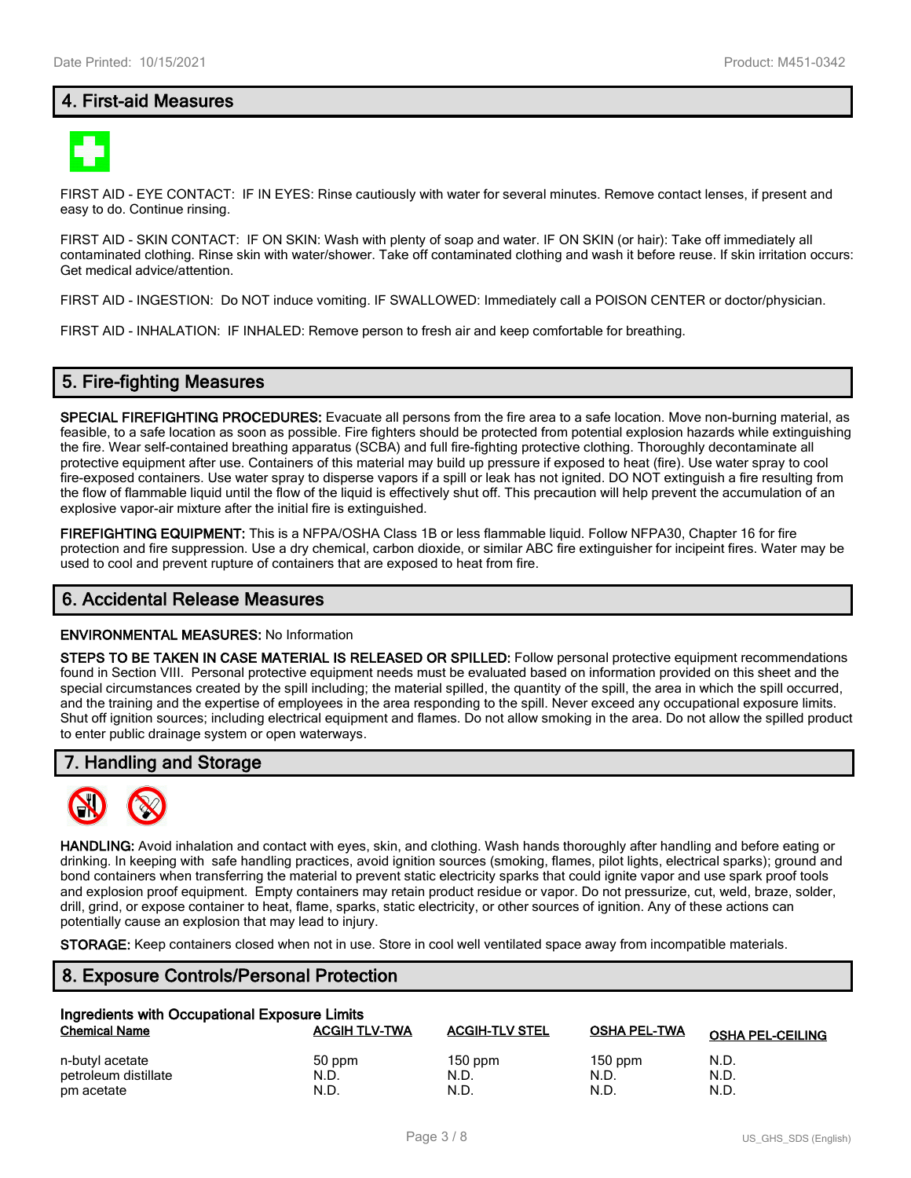## 4. First-aid Measures

FIRST AID - EYE CONTACT: IF IN EYES: Rinse cautiously with water for several minutes. Remove contact lenses, if present and easy to do. Continue rinsing.

FIRST AID - SKIN CONTACT: IF ON SKIN: Wash with plenty of soap and water. IF ON SKIN (or hair): Take off immediately all contaminated clothing. Rinse skin with water/shower. Take off contaminated clothing and wash it before reuse. If skin irritation occurs: Get medical advice/attention.

FIRST AID - INGESTION: Do NOT induce vomiting. IF SWALLOWED: Immediately call a POISON CENTER or doctor/physician.

FIRST AID - INHALATION: IF INHALED: Remove person to fresh air and keep comfortable for breathing.

## 5. Fire-fighting Measures

**SPECIAL FIREFIGHTING PROCEDURES:** Evacuate all persons from the fire area to a safe location. Move non-burning material, as feasible, to a safe location as soon as possible. Fire fighters should be protected from potential explosion hazards while extinguishing the fire. Wear self-contained breathing apparatus (SCBA) and full fire-fighting protective clothing. Thoroughly decontaminate all protective equipment after use. Containers of this material may build up pressure if exposed to heat (fire). Use water spray to cool fire-exposed containers. Use water spray to disperse vapors if a spill or leak has not ignited. DO NOT extinguish a fire resulting from the flow of flammable liquid until the flow of the liquid is effectively shut off. This precaution will help prevent the accumulation of an explosive vapor-air mixture after the initial fire is extinguished.

**FIREFIGHTING EQUIPMENT:** This is a NFPA/OSHA Class 1B or less flammable liquid. Follow NFPA30, Chapter 16 for fire protection and fire suppression. Use a dry chemical, carbon dioxide, or similar ABC fire extinguisher for incipeint fires. Water may be used to cool and prevent rupture of containers that are exposed to heat from fire.

## 6. Accidental Release Measures

**ENVIRONMENTAL MEASURES:** No Information

**STEPS TO BE TAKEN IN CASE MATERIAL IS RELEASED OR SPILLED:** Follow personal protective equipment recommendations found in Section VIII. Personal protective equipment needs must be evaluated based on information provided on this sheet and the special circumstances created by the spill including; the material spilled, the quantity of the spill, the area in which the spill occurred, and the training and the expertise of employees in the area responding to the spill. Never exceed any occupational exposure limits. Shut off ignition sources; including electrical equipment and flames. Do not allow smoking in the area. Do not allow the spilled product to enter public drainage system or open waterways.

## 7. Handling and Storage

**HANDLING:** Avoid inhalation and contact with eyes, skin, and clothing. Wash hands thoroughly after handling and before eating or drinking. In keeping with safe handling practices, avoid ignition sources (smoking, flames, pilot lights, electrical sparks); ground and bond containers when transferring the material to prevent static electricity sparks that could ignite vapor and use spark proof tools and explosion proof equipment. Empty containers may retain product residue or vapor. Do not pressurize, cut, weld, braze, solder, drill, grind, or expose container to heat, flame, sparks, static electricity, or other sources of ignition. Any of these actions can potentially cause an explosion that may lead to injury.

**STORAGE:** Keep containers closed when not in use. Store in cool well ventilated space away from incompatible materials.

## 8. Exposure Controls/Personal Protection

**Ingredients with Occupational Exposure Limits**

| Chemical Name | ACGIH TLV-TWA | ACGIH-TLV STEL | OSHA PEL-TWA | OSHA PEL-CEILING |
|---|---|---|---|---|
| n-butyl acetate | 50 ppm | 150 ppm | 150 ppm | N.D. |
| petroleum distillate | N.D. | N.D. | N.D. | N.D. |
| pm acetate | N.D. | N.D. | N.D. | N.D. |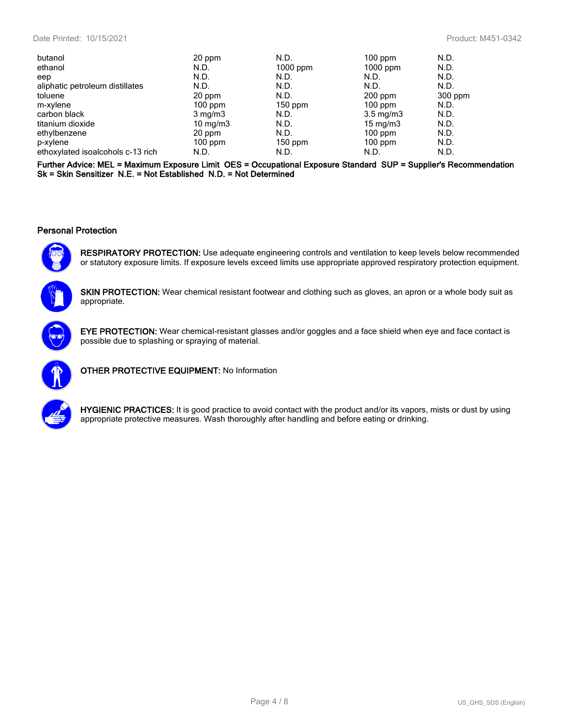| | | | | |
|---|---|---|---|---|
| butanol | 20 ppm | N.D. | 100 ppm | N.D. |
| ethanol | N.D. | 1000 ppm | 1000 ppm | N.D. |
| eep | N.D. | N.D. | N.D. | N.D. |
| aliphatic petroleum distillates | N.D. | N.D. | N.D. | N.D. |
| toluene | 20 ppm | N.D. | 200 ppm | 300 ppm |
| m-xylene | 100 ppm | 150 ppm | 100 ppm | N.D. |
| carbon black | 3 mg/m3 | N.D. | 3.5 mg/m3 | N.D. |
| titanium dioxide | 10 mg/m3 | N.D. | 15 mg/m3 | N.D. |
| ethylbenzene | 20 ppm | N.D. | 100 ppm | N.D. |
| p-xylene | 100 ppm | 150 ppm | 100 ppm | N.D. |
| ethoxylated isoalcohols c-13 rich | N.D. | N.D. | N.D. | N.D. |

**Further Advice: MEL = Maximum Exposure Limit OES = Occupational Exposure Standard SUP = Supplier's Recommendation Sk = Skin Sensitizer N.E. = Not Established N.D. = Not Determined**

### Personal Protection

**RESPIRATORY PROTECTION:** Use adequate engineering controls and ventilation to keep levels below recommended or statutory exposure limits. If exposure levels exceed limits use appropriate approved respiratory protection equipment.

**SKIN PROTECTION:** Wear chemical resistant footwear and clothing such as gloves, an apron or a whole body suit as appropriate.

**EYE PROTECTION:** Wear chemical-resistant glasses and/or goggles and a face shield when eye and face contact is possible due to splashing or spraying of material.

**OTHER PROTECTIVE EQUIPMENT:** No Information

**HYGIENIC PRACTICES:** It is good practice to avoid contact with the product and/or its vapors, mists or dust by using appropriate protective measures. Wash thoroughly after handling and before eating or drinking.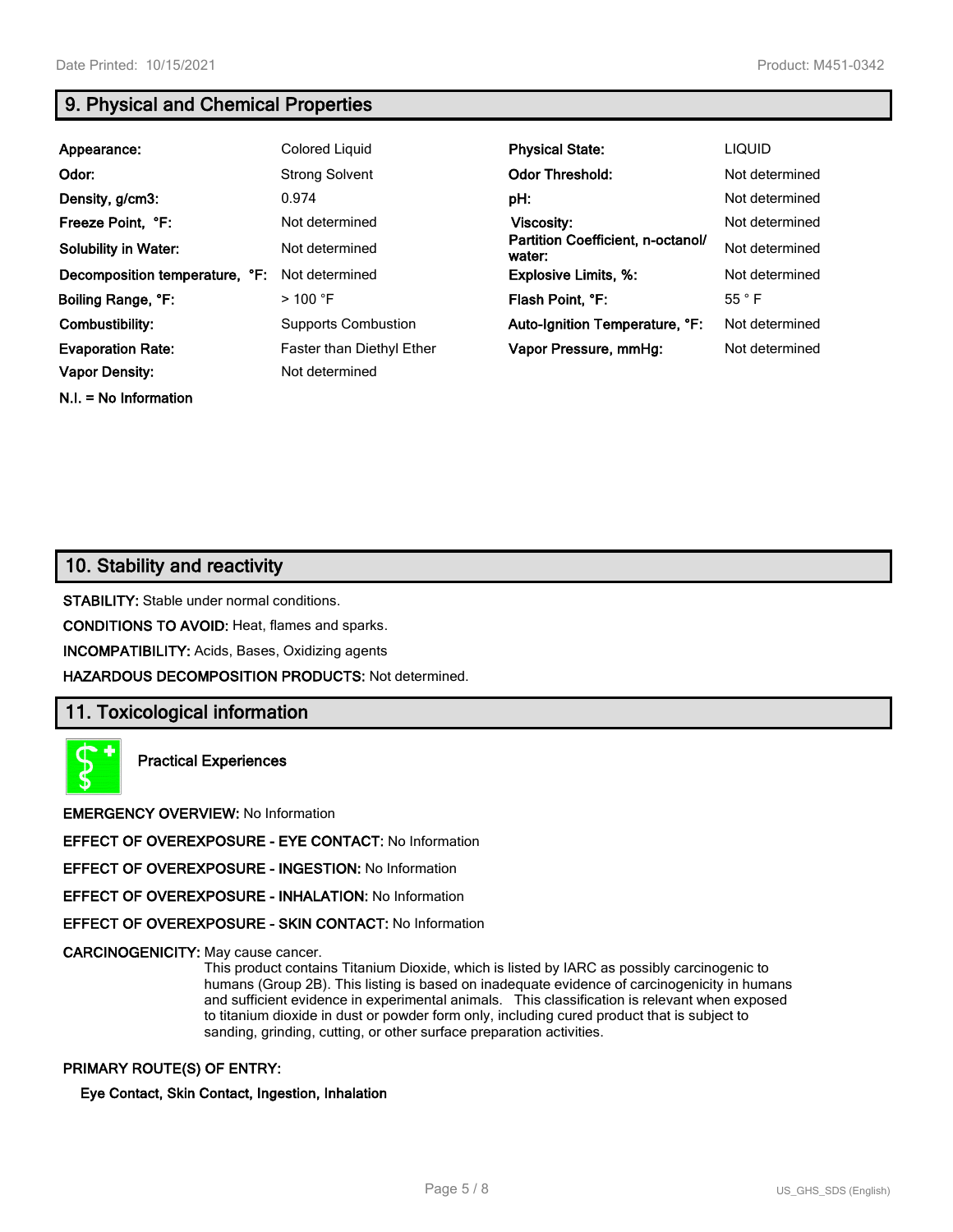## 9. Physical and Chemical Properties

| | | | |
|---|---|---|---|
| **Appearance:** | Colored Liquid | **Physical State:** | LIQUID |
| **Odor:** | Strong Solvent | **Odor Threshold:** | Not determined |
| **Density, g/cm3:** | 0.974 | **pH:** | Not determined |
| **Freeze Point, °F:** | Not determined | **Viscosity:** | Not determined |
| **Solubility in Water:** | Not determined | **Partition Coefficient, n-octanol/ water:** | Not determined |
| **Decomposition temperature, °F:** | Not determined | **Explosive Limits, %:** | Not determined |
| **Boiling Range, °F:** | > 100 °F | **Flash Point, °F:** | 55 ° F |
| **Combustibility:** | Supports Combustion | **Auto-Ignition Temperature, °F:** | Not determined |
| **Evaporation Rate:** | Faster than Diethyl Ether | **Vapor Pressure, mmHg:** | Not determined |
| **Vapor Density:** | Not determined | | |

**N.I. = No Information**

## 10. Stability and reactivity

**STABILITY:** Stable under normal conditions.

**CONDITIONS TO AVOID:** Heat, flames and sparks.

**INCOMPATIBILITY:** Acids, Bases, Oxidizing agents

**HAZARDOUS DECOMPOSITION PRODUCTS:** Not determined.

## 11. Toxicological information

**Practical Experiences**

**EMERGENCY OVERVIEW:** No Information

**EFFECT OF OVEREXPOSURE - EYE CONTACT:** No Information

**EFFECT OF OVEREXPOSURE - INGESTION:** No Information

**EFFECT OF OVEREXPOSURE - INHALATION:** No Information

**EFFECT OF OVEREXPOSURE - SKIN CONTACT:** No Information

**CARCINOGENICITY:** May cause cancer.
This product contains Titanium Dioxide, which is listed by IARC as possibly carcinogenic to humans (Group 2B). This listing is based on inadequate evidence of carcinogenicity in humans and sufficient evidence in experimental animals. This classification is relevant when exposed to titanium dioxide in dust or powder form only, including cured product that is subject to sanding, grinding, cutting, or other surface preparation activities.

**PRIMARY ROUTE(S) OF ENTRY:**

**Eye Contact, Skin Contact, Ingestion, Inhalation**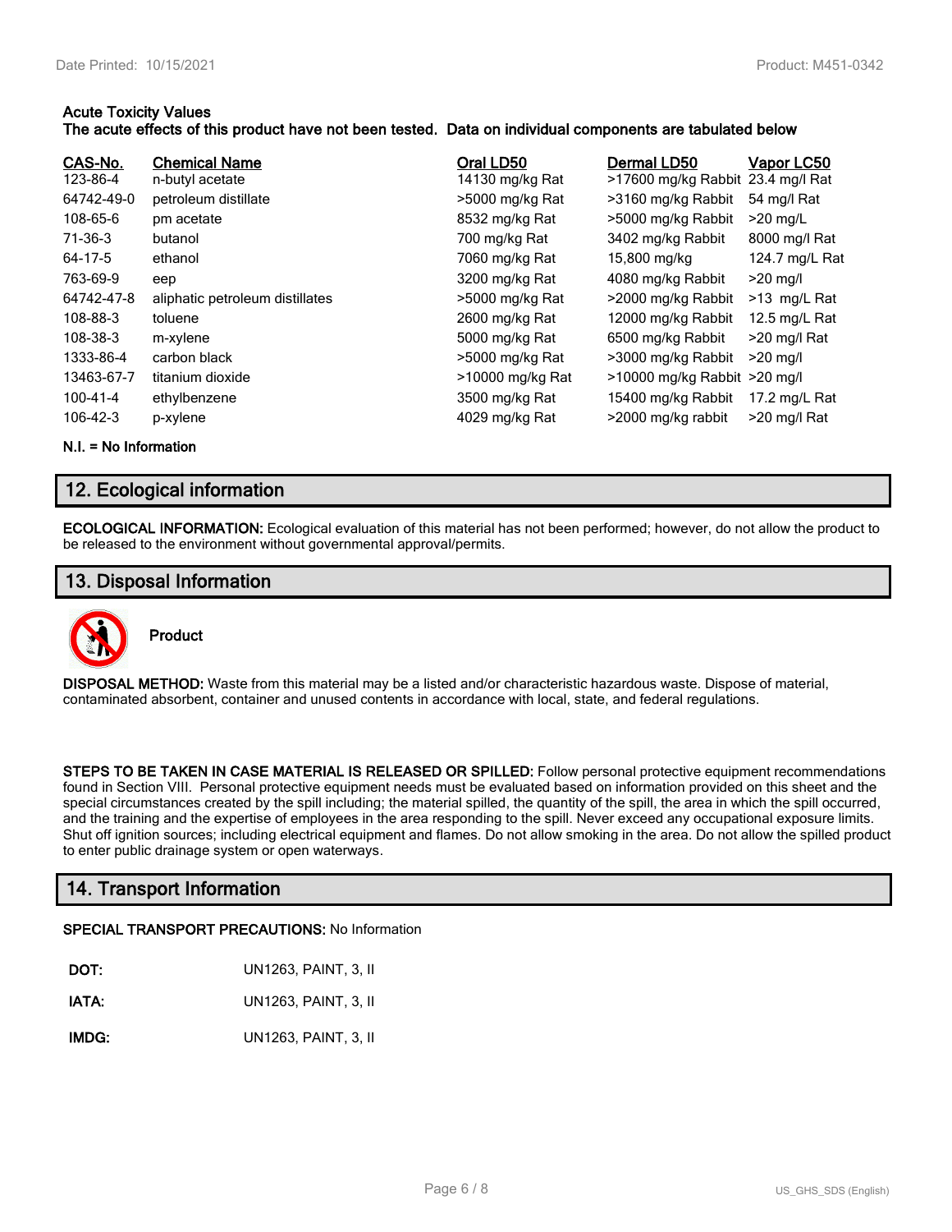**Acute Toxicity Values**
**The acute effects of this product have not been tested. Data on individual components are tabulated below**

| CAS-No. | Chemical Name | Oral LD50 | Dermal LD50 | Vapor LC50 |
|---|---|---|---|---|
| 123-86-4 | n-butyl acetate | 14130 mg/kg Rat | >17600 mg/kg Rabbit | 23.4 mg/l Rat |
| 64742-49-0 | petroleum distillate | >5000 mg/kg Rat | >3160 mg/kg Rabbit | 54 mg/l Rat |
| 108-65-6 | pm acetate | 8532 mg/kg Rat | >5000 mg/kg Rabbit | >20 mg/L |
| 71-36-3 | butanol | 700 mg/kg Rat | 3402 mg/kg Rabbit | 8000 mg/l Rat |
| 64-17-5 | ethanol | 7060 mg/kg Rat | 15,800 mg/kg | 124.7 mg/L Rat |
| 763-69-9 | eep | 3200 mg/kg Rat | 4080 mg/kg Rabbit | >20 mg/l |
| 64742-47-8 | aliphatic petroleum distillates | >5000 mg/kg Rat | >2000 mg/kg Rabbit | >13 mg/L Rat |
| 108-88-3 | toluene | 2600 mg/kg Rat | 12000 mg/kg Rabbit | 12.5 mg/L Rat |
| 108-38-3 | m-xylene | 5000 mg/kg Rat | 6500 mg/kg Rabbit | >20 mg/l Rat |
| 1333-86-4 | carbon black | >5000 mg/kg Rat | >3000 mg/kg Rabbit | >20 mg/l |
| 13463-67-7 | titanium dioxide | >10000 mg/kg Rat | >10000 mg/kg Rabbit | >20 mg/l |
| 100-41-4 | ethylbenzene | 3500 mg/kg Rat | 15400 mg/kg Rabbit | 17.2 mg/L Rat |
| 106-42-3 | p-xylene | 4029 mg/kg Rat | >2000 mg/kg rabbit | >20 mg/l Rat |

**N.I. = No Information**

## 12. Ecological information

**ECOLOGICAL INFORMATION:** Ecological evaluation of this material has not been performed; however, do not allow the product to be released to the environment without governmental approval/permits.

## 13. Disposal Information

**Product**

**DISPOSAL METHOD:** Waste from this material may be a listed and/or characteristic hazardous waste. Dispose of material, contaminated absorbent, container and unused contents in accordance with local, state, and federal regulations.

**STEPS TO BE TAKEN IN CASE MATERIAL IS RELEASED OR SPILLED:** Follow personal protective equipment recommendations found in Section VIII. Personal protective equipment needs must be evaluated based on information provided on this sheet and the special circumstances created by the spill including; the material spilled, the quantity of the spill, the area in which the spill occurred, and the training and the expertise of employees in the area responding to the spill. Never exceed any occupational exposure limits. Shut off ignition sources; including electrical equipment and flames. Do not allow smoking in the area. Do not allow the spilled product to enter public drainage system or open waterways.

## 14. Transport Information

**SPECIAL TRANSPORT PRECAUTIONS:** No Information

**DOT:** UN1263, PAINT, 3, II

**IATA:** UN1263, PAINT, 3, II

**IMDG:** UN1263, PAINT, 3, II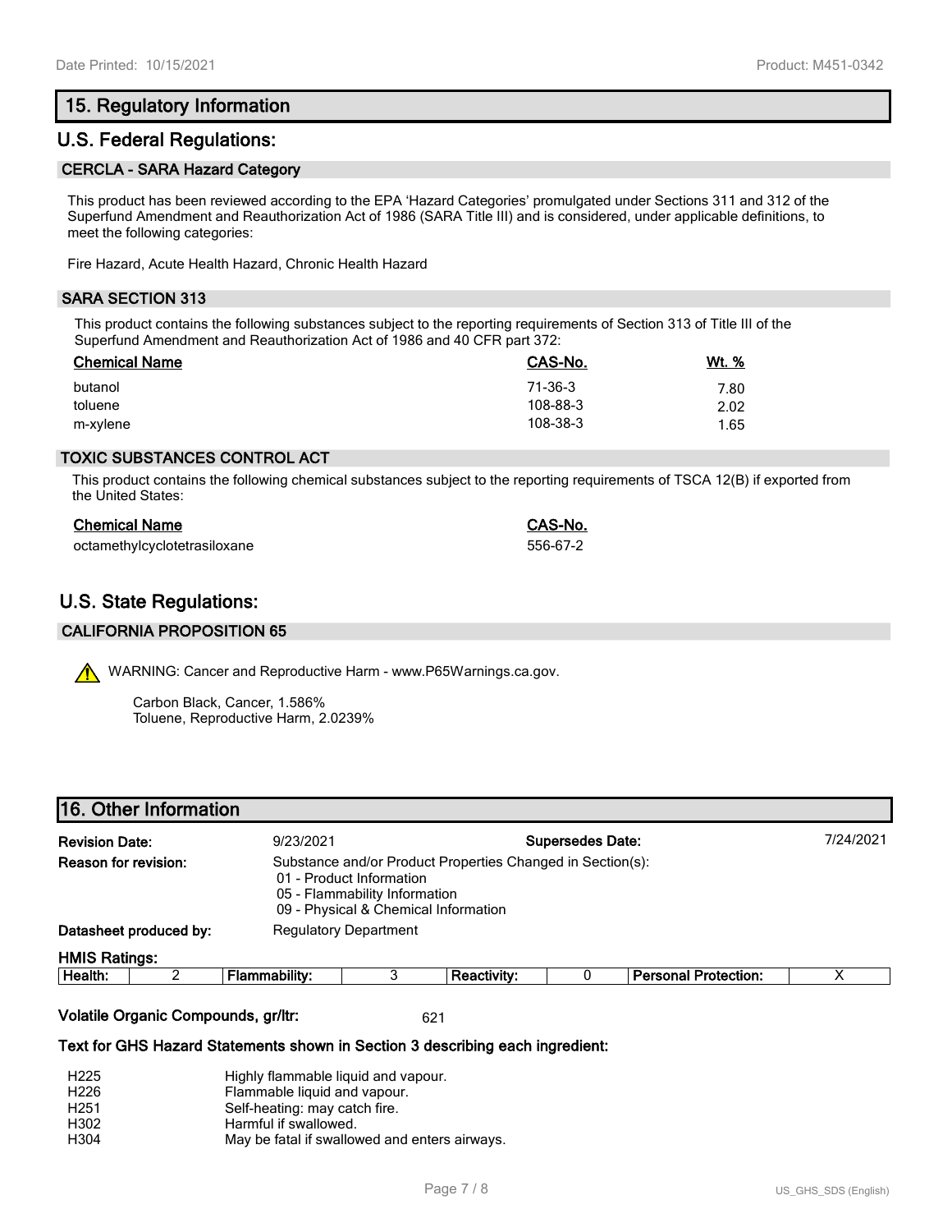## 15. Regulatory Information

## U.S. Federal Regulations:

### CERCLA - SARA Hazard Category

This product has been reviewed according to the EPA 'Hazard Categories' promulgated under Sections 311 and 312 of the Superfund Amendment and Reauthorization Act of 1986 (SARA Title III) and is considered, under applicable definitions, to meet the following categories:

Fire Hazard, Acute Health Hazard, Chronic Health Hazard

### SARA SECTION 313

This product contains the following substances subject to the reporting requirements of Section 313 of Title III of the Superfund Amendment and Reauthorization Act of 1986 and 40 CFR part 372:

| Chemical Name | CAS-No. | Wt. % |
|---|---|---|
| butanol | 71-36-3 | 7.80 |
| toluene | 108-88-3 | 2.02 |
| m-xylene | 108-38-3 | 1.65 |

### TOXIC SUBSTANCES CONTROL ACT

This product contains the following chemical substances subject to the reporting requirements of TSCA 12(B) if exported from the United States:

| Chemical Name | CAS-No. |
|---|---|
| octamethylcyclotetrasiloxane | 556-67-2 |

## U.S. State Regulations:

### CALIFORNIA PROPOSITION 65

WARNING: Cancer and Reproductive Harm - www.P65Warnings.ca.gov.

Carbon Black, Cancer, 1.586%
Toluene, Reproductive Harm, 2.0239%

## 16. Other Information

**Revision Date:** 9/23/2021 **Supersedes Date:** 7/24/2021

**Reason for revision:** Substance and/or Product Properties Changed in Section(s):
- 01 - Product Information
- 05 - Flammability Information
- 09 - Physical & Chemical Information

**Datasheet produced by:** Regulatory Department

**HMIS Ratings:**

| Health: | 2 | Flammability: | 3 | Reactivity: | 0 | Personal Protection: | X |
|---|---|---|---|---|---|---|---|

**Volatile Organic Compounds, gr/ltr:** 621

**Text for GHS Hazard Statements shown in Section 3 describing each ingredient:**

| | |
|---|---|
| H225 | Highly flammable liquid and vapour. |
| H226 | Flammable liquid and vapour. |
| H251 | Self-heating: may catch fire. |
| H302 | Harmful if swallowed. |
| H304 | May be fatal if swallowed and enters airways. |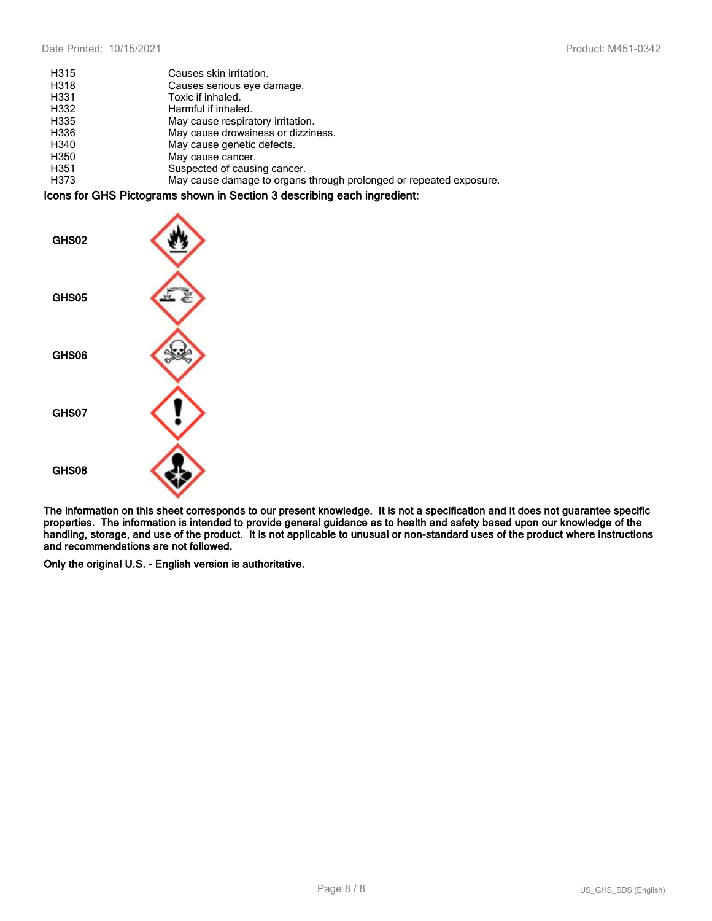| | |
|---|---|
| H315 | Causes skin irritation. |
| H318 | Causes serious eye damage. |
| H331 | Toxic if inhaled. |
| H332 | Harmful if inhaled. |
| H335 | May cause respiratory irritation. |
| H336 | May cause drowsiness or dizziness. |
| H340 | May cause genetic defects. |
| H350 | May cause cancer. |
| H351 | Suspected of causing cancer. |
| H373 | May cause damage to organs through prolonged or repeated exposure. |

**Icons for GHS Pictograms shown in Section 3 describing each ingredient:**

GHS02

GHS05

GHS06

GHS07

GHS08

**The information on this sheet corresponds to our present knowledge. It is not a specification and it does not guarantee specific properties. The information is intended to provide general guidance as to health and safety based upon our knowledge of the handling, storage, and use of the product. It is not applicable to unusual or non-standard uses of the product where instructions and recommendations are not followed.**

**Only the original U.S. - English version is authoritative.**